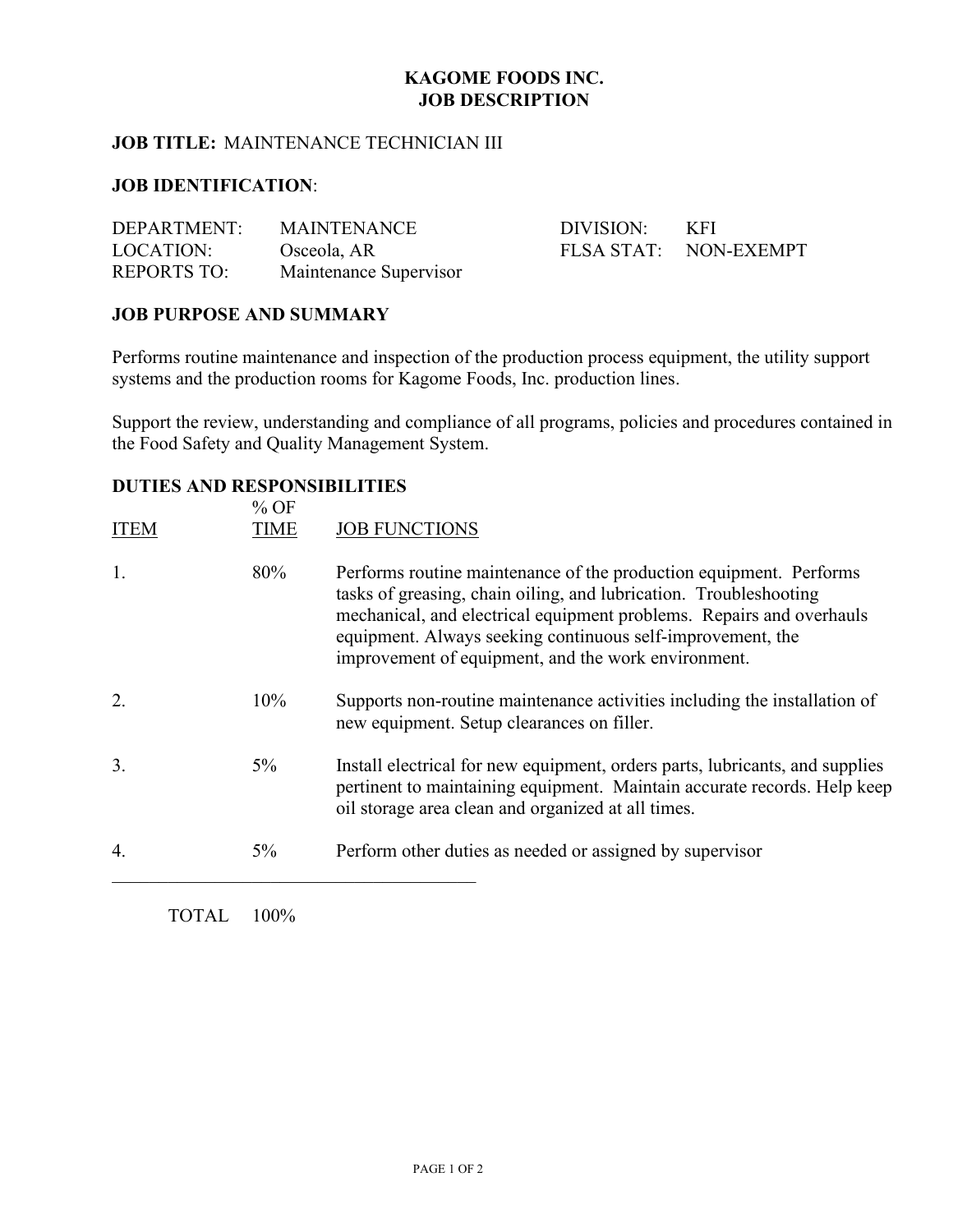# KAGOME FOODS INC.
# JOB DESCRIPTION

**JOB TITLE:** MAINTENANCE TECHNICIAN III

**JOB IDENTIFICATION**:

| | | | |
|---|---|---|---|
| DEPARTMENT: | MAINTENANCE | DIVISION: | KFI |
| LOCATION: | Osceola, AR | FLSA STAT: | NON-EXEMPT |
| REPORTS TO: | Maintenance Supervisor | | |

## JOB PURPOSE AND SUMMARY

Performs routine maintenance and inspection of the production process equipment, the utility support systems and the production rooms for Kagome Foods, Inc. production lines.

Support the review, understanding and compliance of all programs, policies and procedures contained in the Food Safety and Quality Management System.

## DUTIES AND RESPONSIBILITIES

| ITEM | % OF TIME | JOB FUNCTIONS |
|---|---|---|
| 1. | 80% | Performs routine maintenance of the production equipment. Performs tasks of greasing, chain oiling, and lubrication. Troubleshooting mechanical, and electrical equipment problems. Repairs and overhauls equipment. Always seeking continuous self-improvement, the improvement of equipment, and the work environment. |
| 2. | 10% | Supports non-routine maintenance activities including the installation of new equipment. Setup clearances on filler. |
| 3. | 5% | Install electrical for new equipment, orders parts, lubricants, and supplies pertinent to maintaining equipment. Maintain accurate records. Help keep oil storage area clean and organized at all times. |
| 4. | 5% | Perform other duties as needed or assigned by supervisor |
| TOTAL | 100% | |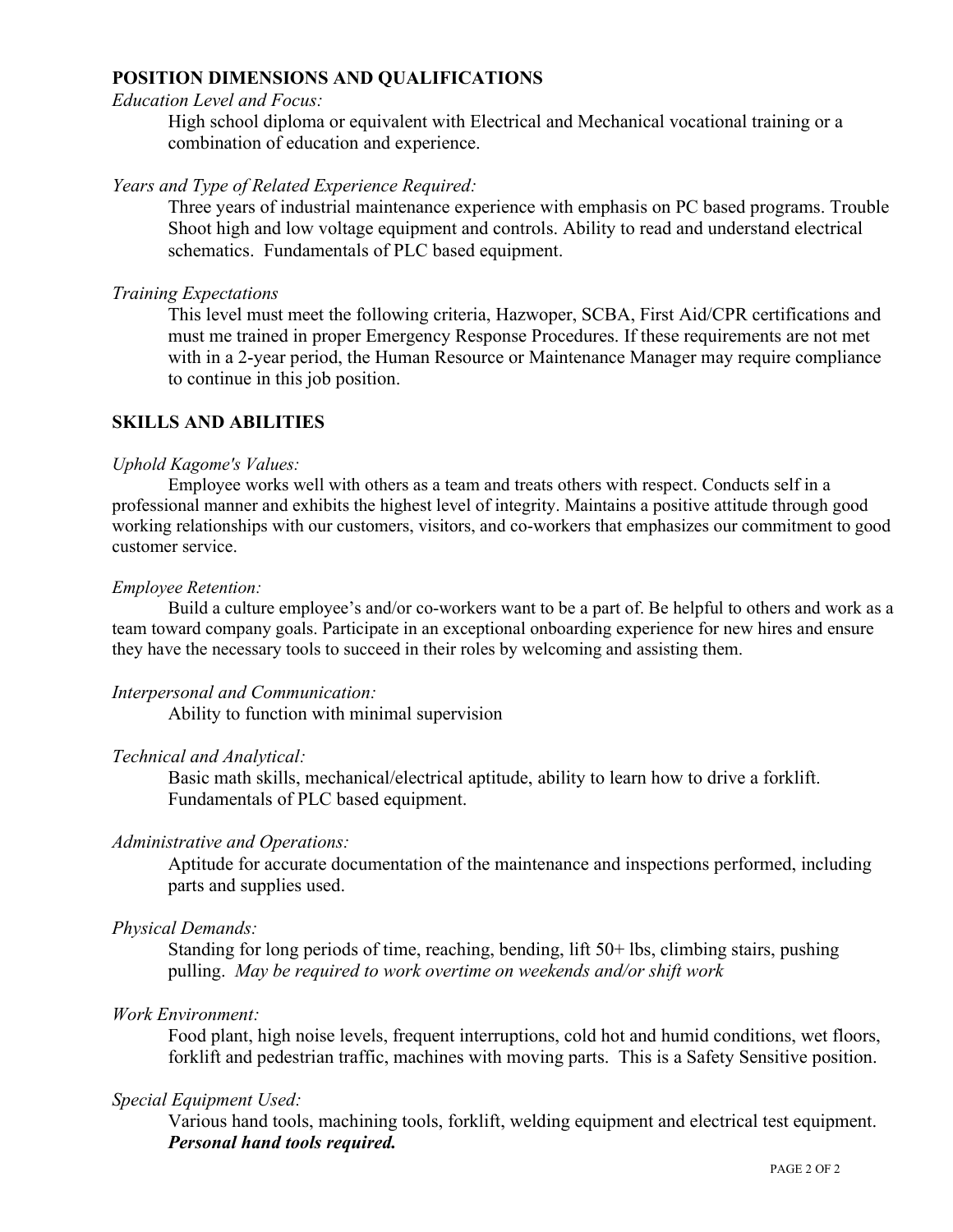## POSITION DIMENSIONS AND QUALIFICATIONS

*Education Level and Focus:*

High school diploma or equivalent with Electrical and Mechanical vocational training or a combination of education and experience.

*Years and Type of Related Experience Required:*

Three years of industrial maintenance experience with emphasis on PC based programs. Trouble Shoot high and low voltage equipment and controls. Ability to read and understand electrical schematics. Fundamentals of PLC based equipment.

*Training Expectations*

This level must meet the following criteria, Hazwoper, SCBA, First Aid/CPR certifications and must me trained in proper Emergency Response Procedures. If these requirements are not met with in a 2-year period, the Human Resource or Maintenance Manager may require compliance to continue in this job position.

## SKILLS AND ABILITIES

*Uphold Kagome's Values:*

Employee works well with others as a team and treats others with respect. Conducts self in a professional manner and exhibits the highest level of integrity. Maintains a positive attitude through good working relationships with our customers, visitors, and co-workers that emphasizes our commitment to good customer service.

*Employee Retention:*

Build a culture employee's and/or co-workers want to be a part of. Be helpful to others and work as a team toward company goals. Participate in an exceptional onboarding experience for new hires and ensure they have the necessary tools to succeed in their roles by welcoming and assisting them.

*Interpersonal and Communication:*

Ability to function with minimal supervision

*Technical and Analytical:*

Basic math skills, mechanical/electrical aptitude, ability to learn how to drive a forklift. Fundamentals of PLC based equipment.

*Administrative and Operations:*

Aptitude for accurate documentation of the maintenance and inspections performed, including parts and supplies used.

*Physical Demands:*

Standing for long periods of time, reaching, bending, lift 50+ lbs, climbing stairs, pushing pulling. *May be required to work overtime on weekends and/or shift work*

*Work Environment:*

Food plant, high noise levels, frequent interruptions, cold hot and humid conditions, wet floors, forklift and pedestrian traffic, machines with moving parts. This is a Safety Sensitive position.

*Special Equipment Used:*

Various hand tools, machining tools, forklift, welding equipment and electrical test equipment. ***Personal hand tools required.***